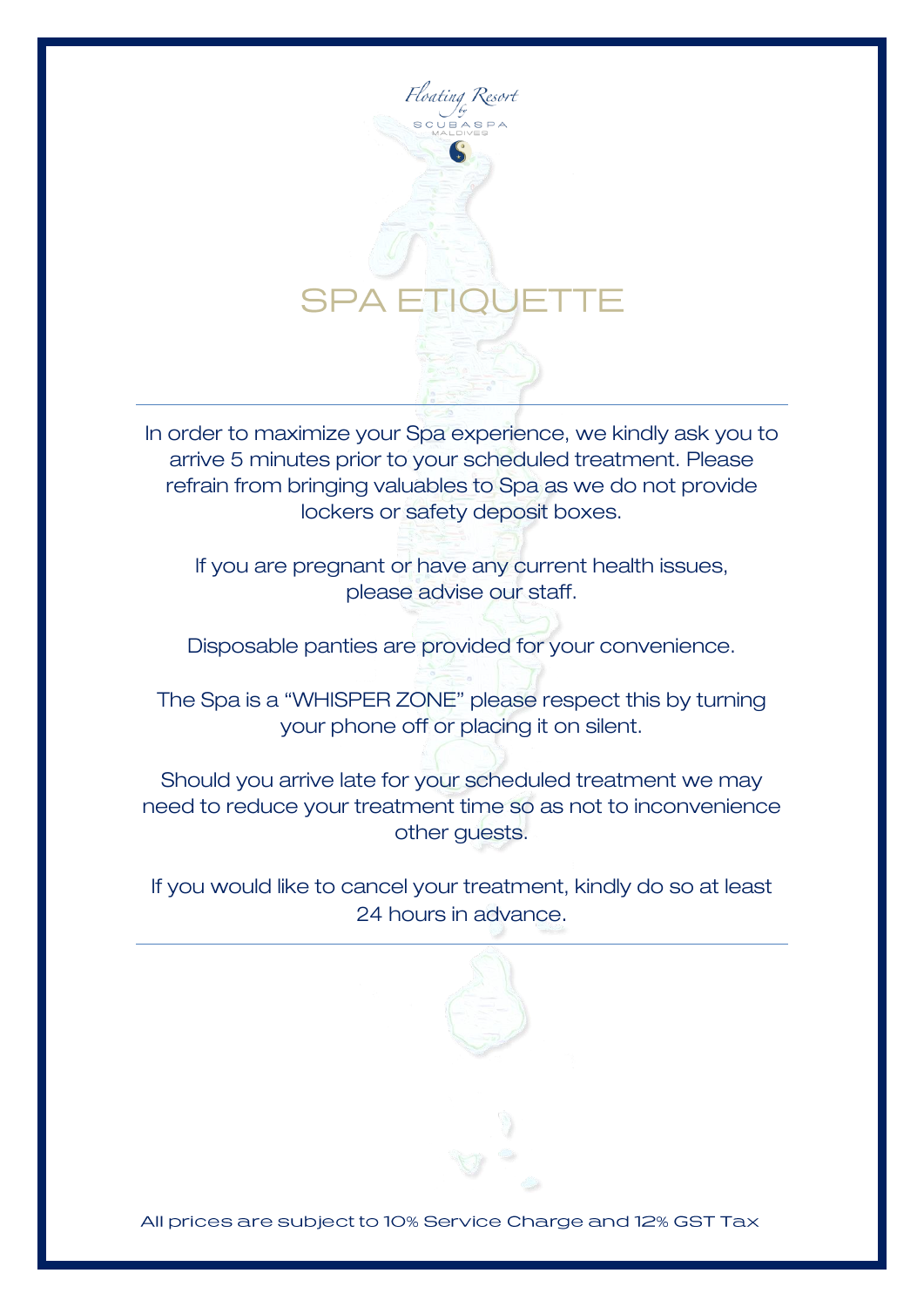Floating Resort by SCUBASPA MALDIVES

# SPA ETIQUETTE

In order to maximize your Spa experience, we kindly ask you to arrive 5 minutes prior to your scheduled treatment. Please refrain from bringing valuables to Spa as we do not provide lockers or safety deposit boxes.

If you are pregnant or have any current health issues, please advise our staff.

Disposable panties are provided for your convenience.

The Spa is a "WHISPER ZONE" please respect this by turning your phone off or placing it on silent.

Should you arrive late for your scheduled treatment we may need to reduce your treatment time so as not to inconvenience other guests.

If you would like to cancel your treatment, kindly do so at least 24 hours in advance.

All prices are subject to 10% Service Charge and 12% GST Tax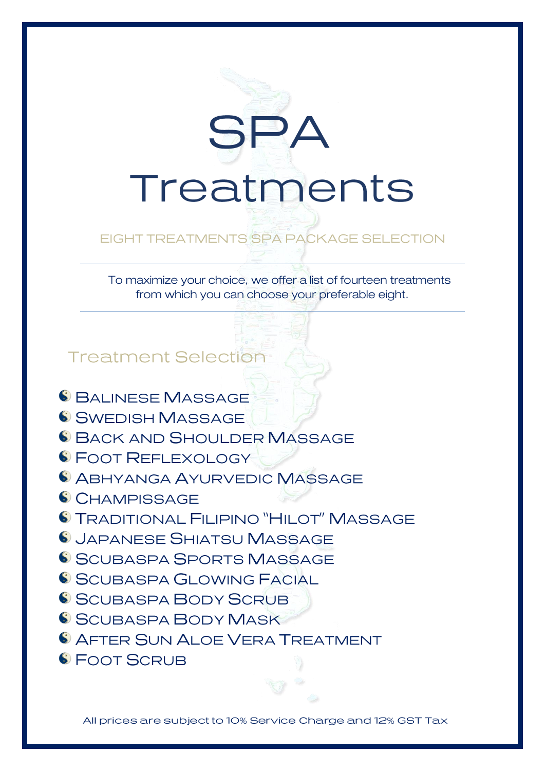# SPA Treatments

EIGHT TREATMENTS SPA PACKAGE SELECTION

---

To maximize your choice, we offer a list of fourteen treatments from which you can choose your preferable eight.

---

## Treatment Selection

- Balinese Massage
- Swedish Massage
- Back and Shoulder Massage
- Foot Reflexology
- Abhyanga Ayurvedic Massage
- Champissage
- Traditional Filipino "Hilot" Massage
- Japanese Shiatsu Massage
- Scubaspa Sports Massage
- Scubaspa Glowing Facial
- Scubaspa Body Scrub
- Scubaspa Body Mask
- After Sun Aloe Vera Treatment
- Foot Scrub

All prices are subject to 10% Service Charge and 12% GST Tax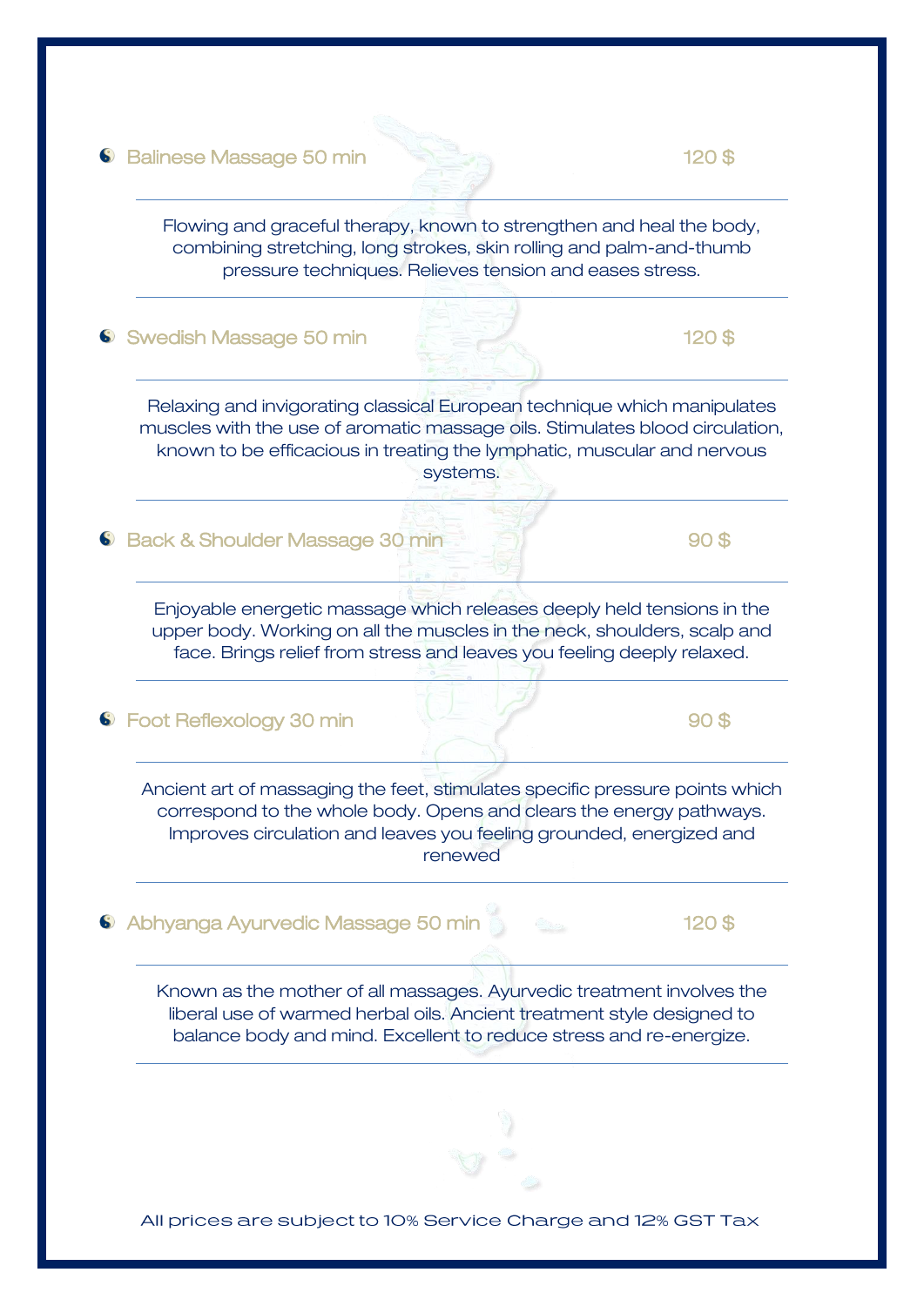### Balinese Massage 50 min — 120 $

Flowing and graceful therapy, known to strengthen and heal the body, combining stretching, long strokes, skin rolling and palm-and-thumb pressure techniques. Relieves tension and eases stress.

### Swedish Massage 50 min — 120 $

Relaxing and invigorating classical European technique which manipulates muscles with the use of aromatic massage oils. Stimulates blood circulation, known to be efficacious in treating the lymphatic, muscular and nervous systems.

### Back & Shoulder Massage 30 min — 90 $

Enjoyable energetic massage which releases deeply held tensions in the upper body. Working on all the muscles in the neck, shoulders, scalp and face. Brings relief from stress and leaves you feeling deeply relaxed.

### Foot Reflexology 30 min — 90 $

Ancient art of massaging the feet, stimulates specific pressure points which correspond to the whole body. Opens and clears the energy pathways. Improves circulation and leaves you feeling grounded, energized and renewed

### Abhyanga Ayurvedic Massage 50 min — 120 $

Known as the mother of all massages. Ayurvedic treatment involves the liberal use of warmed herbal oils. Ancient treatment style designed to balance body and mind. Excellent to reduce stress and re-energize.

All prices are subject to 10% Service Charge and 12% GST Tax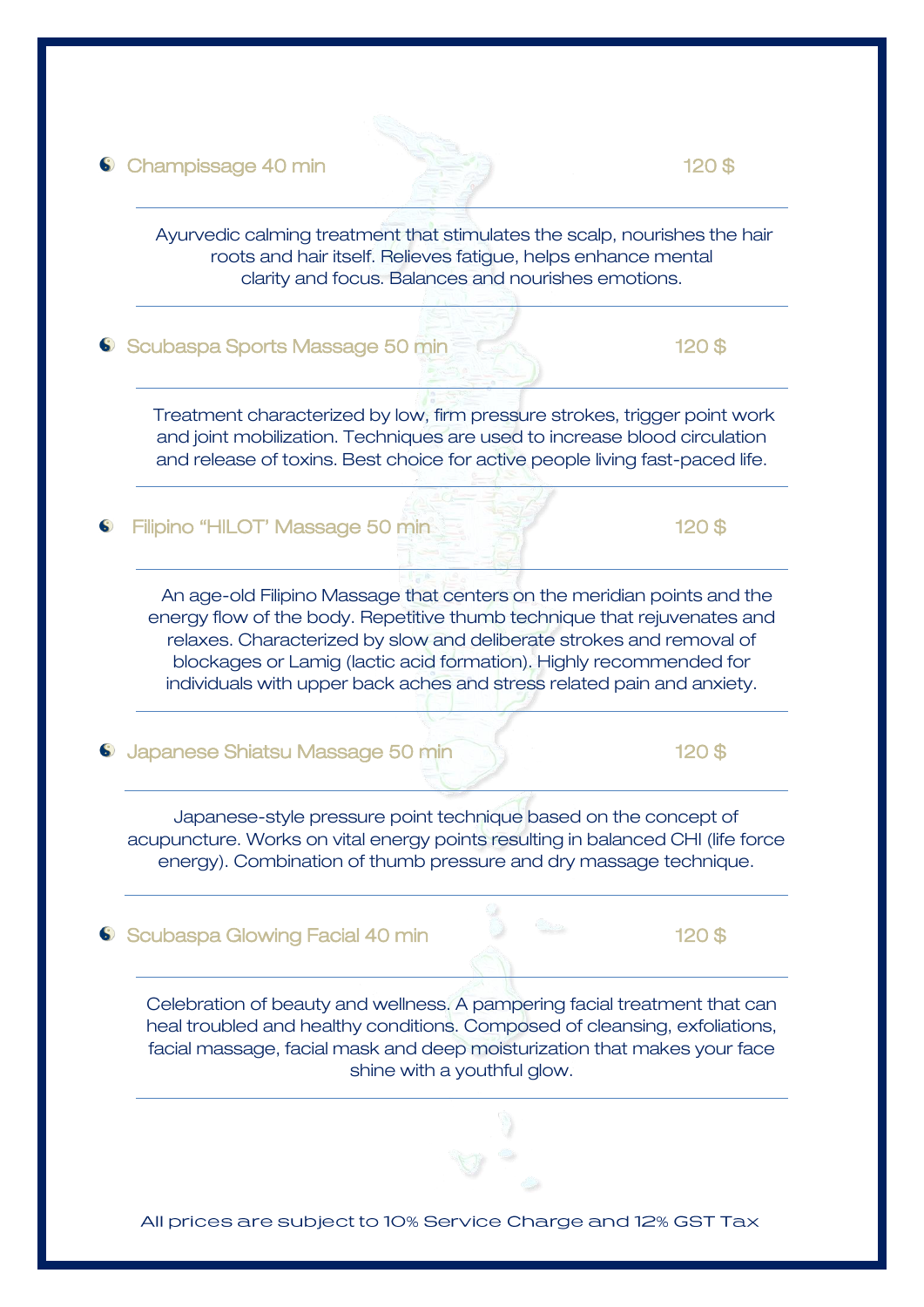- **Champissage 40 min** — 120 $

Ayurvedic calming treatment that stimulates the scalp, nourishes the hair roots and hair itself. Relieves fatigue, helps enhance mental clarity and focus. Balances and nourishes emotions.

- **Scubaspa Sports Massage 50 min** — 120 $

Treatment characterized by low, firm pressure strokes, trigger point work and joint mobilization. Techniques are used to increase blood circulation and release of toxins. Best choice for active people living fast-paced life.

- **Filipino "HILOT' Massage 50 min** — 120 $

An age-old Filipino Massage that centers on the meridian points and the energy flow of the body. Repetitive thumb technique that rejuvenates and relaxes. Characterized by slow and deliberate strokes and removal of blockages or Lamig (lactic acid formation). Highly recommended for individuals with upper back aches and stress related pain and anxiety.

- **Japanese Shiatsu Massage 50 min** — 120 $

Japanese-style pressure point technique based on the concept of acupuncture. Works on vital energy points resulting in balanced CHI (life force energy). Combination of thumb pressure and dry massage technique.

- **Scubaspa Glowing Facial 40 min** — 120 $

Celebration of beauty and wellness. A pampering facial treatment that can heal troubled and healthy conditions. Composed of cleansing, exfoliations, facial massage, facial mask and deep moisturization that makes your face shine with a youthful glow.

All prices are subject to 10% Service Charge and 12% GST Tax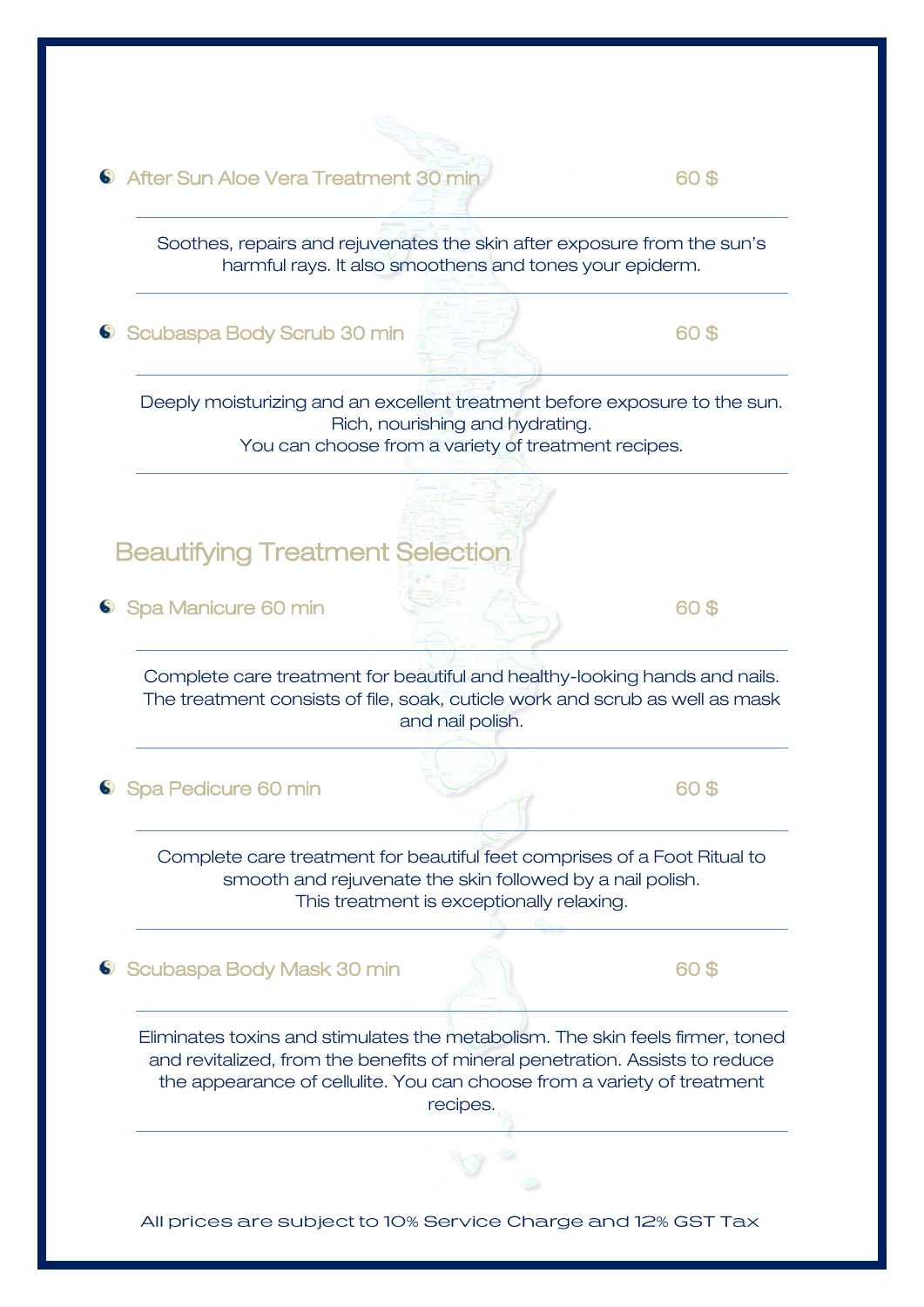- **After Sun Aloe Vera Treatment 30 min** — 60 $

Soothes, repairs and rejuvenates the skin after exposure from the sun's harmful rays. It also smoothens and tones your epiderm.

- **Scubaspa Body Scrub 30 min** — 60 $

Deeply moisturizing and an excellent treatment before exposure to the sun. Rich, nourishing and hydrating.
You can choose from a variety of treatment recipes.

## Beautifying Treatment Selection

- **Spa Manicure 60 min** — 60 $

Complete care treatment for beautiful and healthy-looking hands and nails. The treatment consists of file, soak, cuticle work and scrub as well as mask and nail polish.

- **Spa Pedicure 60 min** — 60 $

Complete care treatment for beautiful feet comprises of a Foot Ritual to smooth and rejuvenate the skin followed by a nail polish.
This treatment is exceptionally relaxing.

- **Scubaspa Body Mask 30 min** — 60 $

Eliminates toxins and stimulates the metabolism. The skin feels firmer, toned and revitalized, from the benefits of mineral penetration. Assists to reduce the appearance of cellulite. You can choose from a variety of treatment recipes.

All prices are subject to 10% Service Charge and 12% GST Tax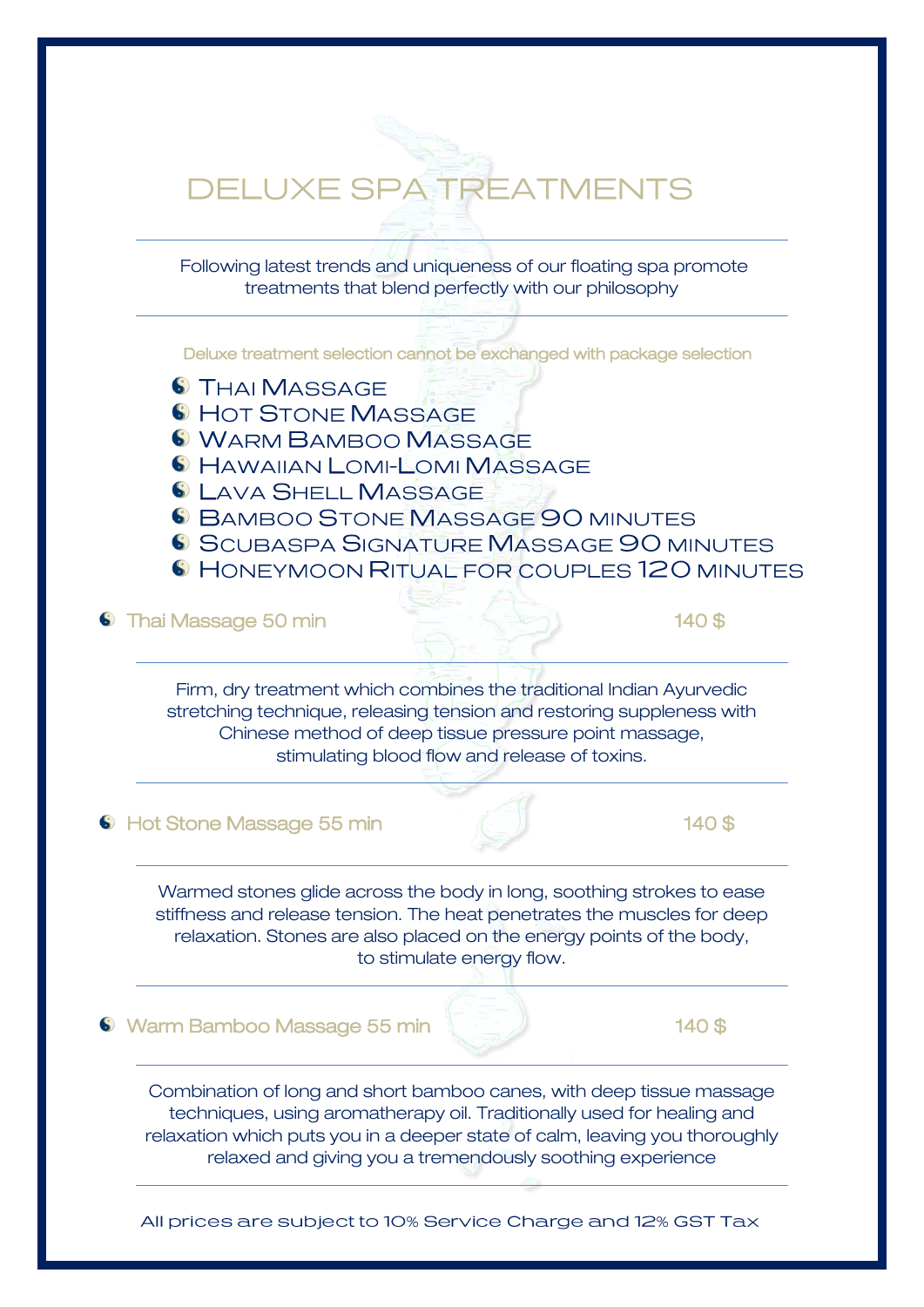# DELUXE SPA TREATMENTS

Following latest trends and uniqueness of our floating spa promote treatments that blend perfectly with our philosophy

Deluxe treatment selection cannot be exchanged with package selection

- Thai Massage
- Hot Stone Massage
- Warm Bamboo Massage
- Hawaiian Lomi-Lomi Massage
- Lava Shell Massage
- Bamboo Stone Massage 90 minutes
- ScubaSpa Signature Massage 90 minutes
- Honeymoon Ritual for couples 120 minutes

### Thai Massage 50 min — 140 $

Firm, dry treatment which combines the traditional Indian Ayurvedic stretching technique, releasing tension and restoring suppleness with Chinese method of deep tissue pressure point massage, stimulating blood flow and release of toxins.

### Hot Stone Massage 55 min — 140 $

Warmed stones glide across the body in long, soothing strokes to ease stiffness and release tension. The heat penetrates the muscles for deep relaxation. Stones are also placed on the energy points of the body, to stimulate energy flow.

### Warm Bamboo Massage 55 min — 140 $

Combination of long and short bamboo canes, with deep tissue massage techniques, using aromatherapy oil. Traditionally used for healing and relaxation which puts you in a deeper state of calm, leaving you thoroughly relaxed and giving you a tremendously soothing experience

All prices are subject to 10% Service Charge and 12% GST Tax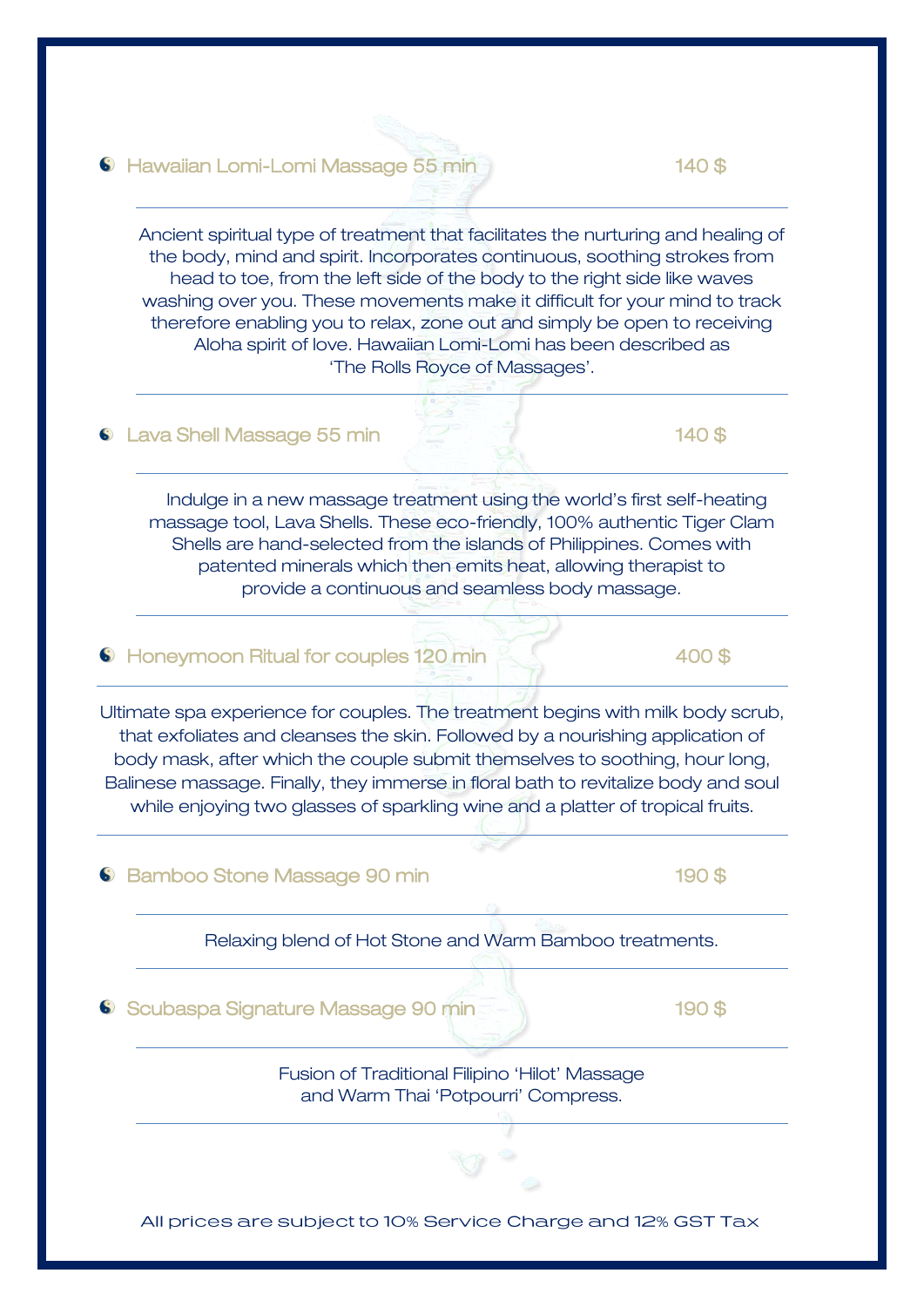### Hawaiian Lomi-Lomi Massage 55 min — 140 $

Ancient spiritual type of treatment that facilitates the nurturing and healing of the body, mind and spirit. Incorporates continuous, soothing strokes from head to toe, from the left side of the body to the right side like waves washing over you. These movements make it difficult for your mind to track therefore enabling you to relax, zone out and simply be open to receiving Aloha spirit of love. Hawaiian Lomi-Lomi has been described as 'The Rolls Royce of Massages'.

### Lava Shell Massage 55 min — 140 $

Indulge in a new massage treatment using the world's first self-heating massage tool, Lava Shells. These eco-friendly, 100% authentic Tiger Clam Shells are hand-selected from the islands of Philippines. Comes with patented minerals which then emits heat, allowing therapist to provide a continuous and seamless body massage.

### Honeymoon Ritual for couples 120 min — 400 $

Ultimate spa experience for couples. The treatment begins with milk body scrub, that exfoliates and cleanses the skin. Followed by a nourishing application of body mask, after which the couple submit themselves to soothing, hour long, Balinese massage. Finally, they immerse in floral bath to revitalize body and soul while enjoying two glasses of sparkling wine and a platter of tropical fruits.

### Bamboo Stone Massage 90 min — 190 $

Relaxing blend of Hot Stone and Warm Bamboo treatments.

### Scubaspa Signature Massage 90 min — 190 $

Fusion of Traditional Filipino 'Hilot' Massage and Warm Thai 'Potpourri' Compress.

All prices are subject to 10% Service Charge and 12% GST Tax